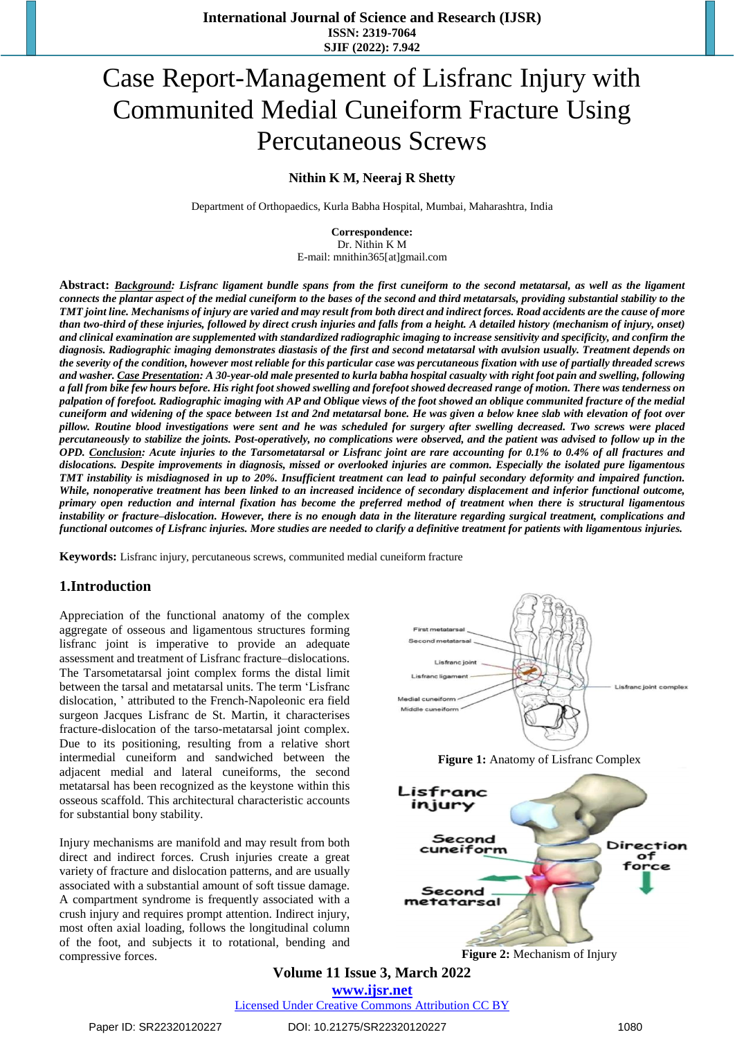# Case Report-Management of Lisfranc Injury with Communited Medial Cuneiform Fracture Using Percutaneous Screws

**Nithin K M, Neeraj R Shetty**

Department of Orthopaedics, Kurla Babha Hospital, Mumbai, Maharashtra, India

**Correspondence:**
Dr. Nithin K M
E-mail: mnithin365[at]gmail.com

**Abstract:** ***Background:*** ***Lisfranc ligament bundle spans from the first cuneiform to the second metatarsal, as well as the ligament connects the plantar aspect of the medial cuneiform to the bases of the second and third metatarsals, providing substantial stability to the TMT joint line. Mechanisms of injury are varied and may result from both direct and indirect forces. Road accidents are the cause of more than two-third of these injuries, followed by direct crush injuries and falls from a height. A detailed history (mechanism of injury, onset) and clinical examination are supplemented with standardized radiographic imaging to increase sensitivity and specificity, and confirm the diagnosis. Radiographic imaging demonstrates diastasis of the first and second metatarsal with avulsion usually. Treatment depends on the severity of the condition, however most reliable for this particular case was percutaneous fixation with use of partially threaded screws and washer.*** ***Case Presentation:*** ***A 30-year-old male presented to kurla babha hospital casualty with right foot pain and swelling, following a fall from bike few hours before. His right foot showed swelling and forefoot showed decreased range of motion. There was tenderness on palpation of forefoot. Radiographic imaging with AP and Oblique views of the foot showed an oblique communted fracture of the medial cuneiform and widening of the space between 1st and 2nd metatarsal bone. He was given a below knee slab with elevation of foot over pillow. Routine blood investigations were sent and he was scheduled for surgery after swelling decreased. Two screws were placed percutaneously to stabilize the joints. Post-operatively, no complications were observed, and the patient was advised to follow up in the OPD.*** ***Conclusion:*** ***Acute injuries to the Tarsometatarsal or Lisfranc joint are rare accounting for 0.1% to 0.4% of all fractures and dislocations. Despite improvements in diagnosis, missed or overlooked injuries are common. Especially the isolated pure ligamentous TMT instability is misdiagnosed in up to 20%. Insufficient treatment can lead to painful secondary deformity and impaired function. While, nonoperative treatment has been linked to an increased incidence of secondary displacement and inferior functional outcome, primary open reduction and internal fixation has become the preferred method of treatment when there is structural ligamentous instability or fracture–dislocation. However, there is no enough data in the literature regarding surgical treatment, complications and functional outcomes of Lisfranc injuries. More studies are needed to clarify a definitive treatment for patients with ligamentous injuries.***

**Keywords:** Lisfranc injury, percutaneous screws, communited medial cuneiform fracture

## 1.Introduction

Appreciation of the functional anatomy of the complex aggregate of osseous and ligamentous structures forming lisfranc joint is imperative to provide an adequate assessment and treatment of Lisfranc fracture–dislocations. The Tarsometatarsal joint complex forms the distal limit between the tarsal and metatarsal units. The term 'Lisfranc dislocation, ' attributed to the French-Napoleonic era field surgeon Jacques Lisfranc de St. Martin, it characterises fracture-dislocation of the tarso-metatarsal joint complex. Due to its positioning, resulting from a relative short intermedial cuneiform and sandwiched between the adjacent medial and lateral cuneiforms, the second metatarsal has been recognized as the keystone within this osseous scaffold. This architectural characteristic accounts for substantial bony stability.

Injury mechanisms are manifold and may result from both direct and indirect forces. Crush injuries create a great variety of fracture and dislocation patterns, and are usually associated with a substantial amount of soft tissue damage. A compartment syndrome is frequently associated with a crush injury and requires prompt attention. Indirect injury, most often axial loading, follows the longitudinal column of the foot, and subjects it to rotational, bending and compressive forces.

**Figure 1:** Anatomy of Lisfranc Complex

**Figure 2:** Mechanism of Injury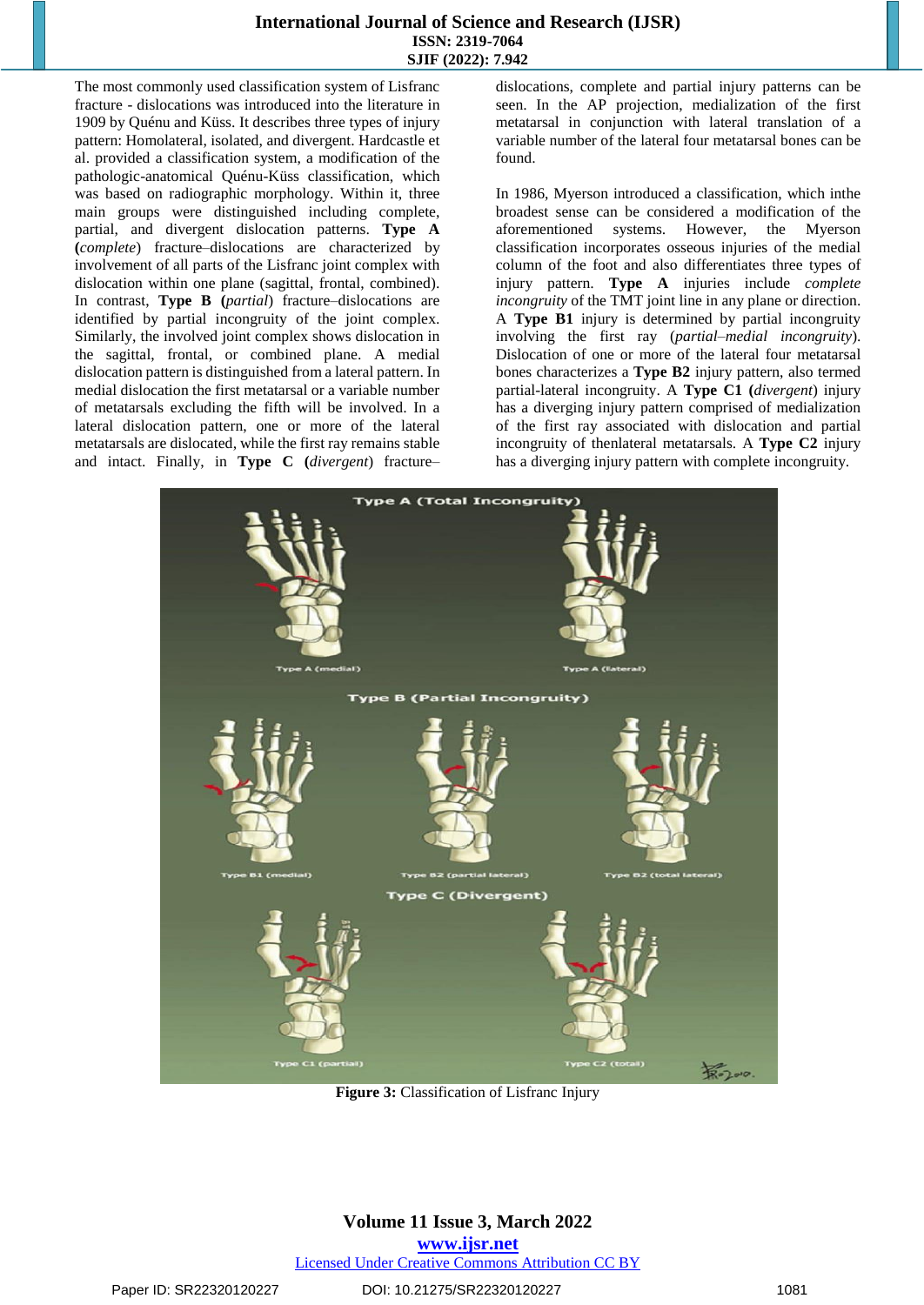The most commonly used classification system of Lisfranc fracture - dislocations was introduced into the literature in 1909 by Quénu and Küss. It describes three types of injury pattern: Homolateral, isolated, and divergent. Hardcastle et al. provided a classification system, a modification of the pathologic-anatomical Quénu-Küss classification, which was based on radiographic morphology. Within it, three main groups were distinguished including complete, partial, and divergent dislocation patterns. **Type A** (*complete*) fracture–dislocations are characterized by involvement of all parts of the Lisfranc joint complex with dislocation within one plane (sagittal, frontal, combined). In contrast, **Type B** (*partial*) fracture–dislocations are identified by partial incongruity of the joint complex. Similarly, the involved joint complex shows dislocation in the sagittal, frontal, or combined plane. A medial dislocation pattern is distinguished from a lateral pattern. In medial dislocation the first metatarsal or a variable number of metatarsals excluding the fifth will be involved. In a lateral dislocation pattern, one or more of the lateral metatarsals are dislocated, while the first ray remains stable and intact. Finally, in **Type C** (*divergent*) fracture–dislocations, complete and partial injury patterns can be seen. In the AP projection, medialization of the first metatarsal in conjunction with lateral translation of a variable number of the lateral four metatarsal bones can be found.

In 1986, Myerson introduced a classification, which inthe broadest sense can be considered a modification of the aforementioned systems. However, the Myerson classification incorporates osseous injuries of the medial column of the foot and also differentiates three types of injury pattern. **Type A** injuries include *complete incongruity* of the TMT joint line in any plane or direction. A **Type B1** injury is determined by partial incongruity involving the first ray (*partial–medial incongruity*). Dislocation of one or more of the lateral four metatarsal bones characterizes a **Type B2** injury pattern, also termed partial-lateral incongruity. A **Type C1** (*divergent*) injury has a diverging injury pattern comprised of medialization of the first ray associated with dislocation and partial incongruity of thenlateral metatarsals. A **Type C2** injury has a diverging injury pattern with complete incongruity.

**Figure 3:** Classification of Lisfranc Injury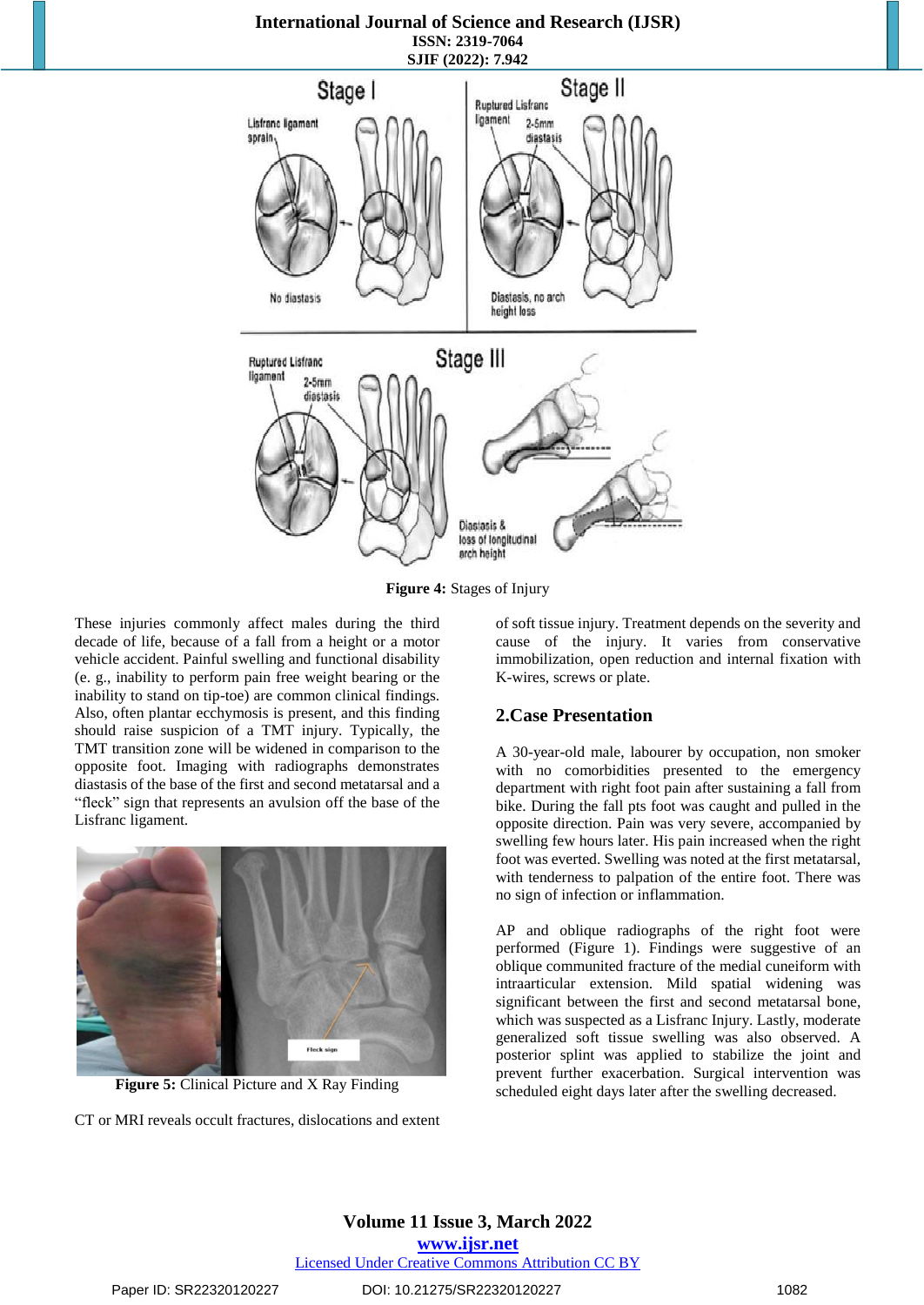Figure 4: Stages of Injury

These injuries commonly affect males during the third decade of life, because of a fall from a height or a motor vehicle accident. Painful swelling and functional disability (e. g., inability to perform pain free weight bearing or the inability to stand on tip-toe) are common clinical findings. Also, often plantar ecchymosis is present, and this finding should raise suspicion of a TMT injury. Typically, the TMT transition zone will be widened in comparison to the opposite foot. Imaging with radiographs demonstrates diastasis of the base of the first and second metatarsal and a "fleck" sign that represents an avulsion off the base of the Lisfranc ligament.

**Figure 5:** Clinical Picture and X Ray Finding

CT or MRI reveals occult fractures, dislocations and extent of soft tissue injury. Treatment depends on the severity and cause of the injury. It varies from conservative immobilization, open reduction and internal fixation with K-wires, screws or plate.

## 2.Case Presentation

A 30-year-old male, labourer by occupation, non smoker with no comorbidities presented to the emergency department with right foot pain after sustaining a fall from bike. During the fall pts foot was caught and pulled in the opposite direction. Pain was very severe, accompanied by swelling few hours later. His pain increased when the right foot was everted. Swelling was noted at the first metatarsal, with tenderness to palpation of the entire foot. There was no sign of infection or inflammation.

AP and oblique radiographs of the right foot were performed (Figure 1). Findings were suggestive of an oblique communited fracture of the medial cuneiform with intraarticular extension. Mild spatial widening was significant between the first and second metatarsal bone, which was suspected as a Lisfranc Injury. Lastly, moderate generalized soft tissue swelling was also observed. A posterior splint was applied to stabilize the joint and prevent further exacerbation. Surgical intervention was scheduled eight days later after the swelling decreased.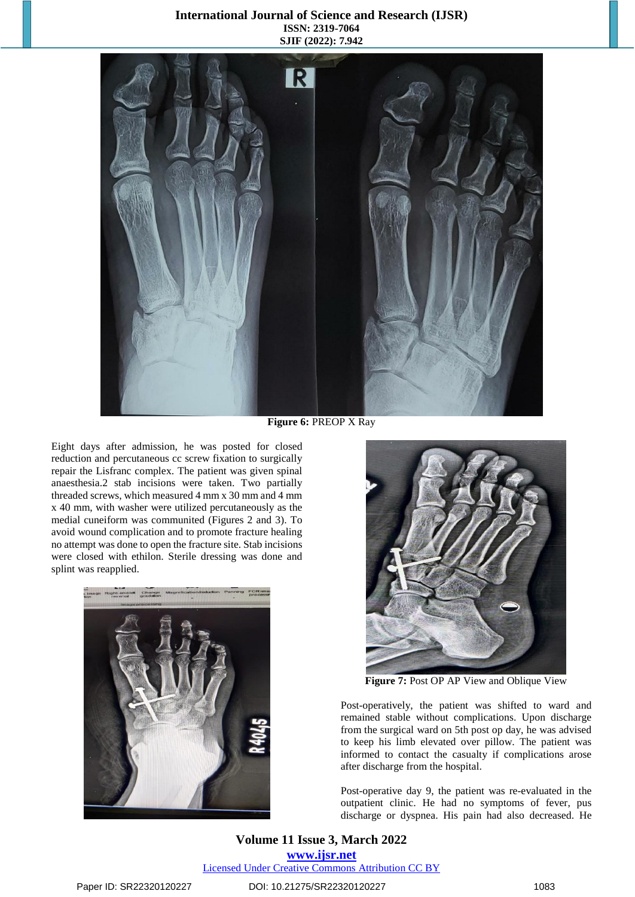Figure 6: PREOP X Ray

Eight days after admission, he was posted for closed reduction and percutaneous cc screw fixation to surgically repair the Lisfranc complex. The patient was given spinal anaesthesia.2 stab incisions were taken. Two partially threaded screws, which measured 4 mm x 30 mm and 4 mm x 40 mm, with washer were utilized percutaneously as the medial cuneiform was communited (Figures 2 and 3). To avoid wound complication and to promote fracture healing no attempt was done to open the fracture site. Stab incisions were closed with ethilon. Sterile dressing was done and splint was reapplied.

Figure 7: Post OP AP View and Oblique View

Post-operatively, the patient was shifted to ward and remained stable without complications. Upon discharge from the surgical ward on 5th post op day, he was advised to keep his limb elevated over pillow. The patient was informed to contact the casualty if complications arose after discharge from the hospital.

Post-operative day 9, the patient was re-evaluated in the outpatient clinic. He had no symptoms of fever, pus discharge or dyspnea. His pain had also decreased. He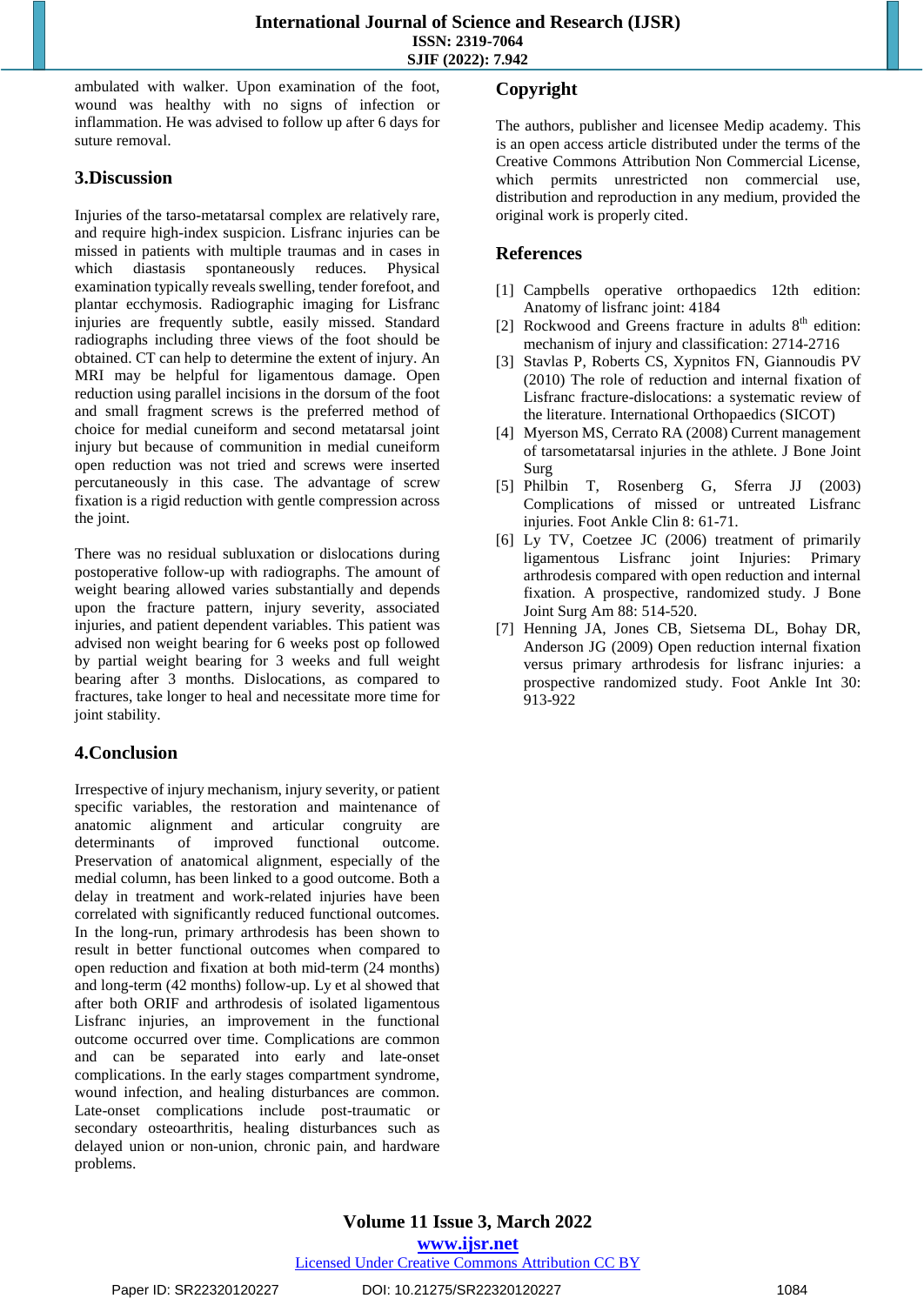ambulated with walker. Upon examination of the foot, wound was healthy with no signs of infection or inflammation. He was advised to follow up after 6 days for suture removal.

## 3.Discussion

Injuries of the tarso-metatarsal complex are relatively rare, and require high-index suspicion. Lisfranc injuries can be missed in patients with multiple traumas and in cases in which diastasis spontaneously reduces. Physical examination typically reveals swelling, tender forefoot, and plantar ecchymosis. Radiographic imaging for Lisfranc injuries are frequently subtle, easily missed. Standard radiographs including three views of the foot should be obtained. CT can help to determine the extent of injury. An MRI may be helpful for ligamentous damage. Open reduction using parallel incisions in the dorsum of the foot and small fragment screws is the preferred method of choice for medial cuneiform and second metatarsal joint injury but because of communition in medial cuneiform open reduction was not tried and screws were inserted percutaneously in this case. The advantage of screw fixation is a rigid reduction with gentle compression across the joint.

There was no residual subluxation or dislocations during postoperative follow-up with radiographs. The amount of weight bearing allowed varies substantially and depends upon the fracture pattern, injury severity, associated injuries, and patient dependent variables. This patient was advised non weight bearing for 6 weeks post op followed by partial weight bearing for 3 weeks and full weight bearing after 3 months. Dislocations, as compared to fractures, take longer to heal and necessitate more time for joint stability.

## 4.Conclusion

Irrespective of injury mechanism, injury severity, or patient specific variables, the restoration and maintenance of anatomic alignment and articular congruity are determinants of improved functional outcome. Preservation of anatomical alignment, especially of the medial column, has been linked to a good outcome. Both a delay in treatment and work-related injuries have been correlated with significantly reduced functional outcomes. In the long-run, primary arthrodesis has been shown to result in better functional outcomes when compared to open reduction and fixation at both mid-term (24 months) and long-term (42 months) follow-up. Ly et al showed that after both ORIF and arthrodesis of isolated ligamentous Lisfranc injuries, an improvement in the functional outcome occurred over time. Complications are common and can be separated into early and late-onset complications. In the early stages compartment syndrome, wound infection, and healing disturbances are common. Late-onset complications include post-traumatic or secondary osteoarthritis, healing disturbances such as delayed union or non-union, chronic pain, and hardware problems.

## Copyright

The authors, publisher and licensee Medip academy. This is an open access article distributed under the terms of the Creative Commons Attribution Non Commercial License, which permits unrestricted non commercial use, distribution and reproduction in any medium, provided the original work is properly cited.

## References

[1] Campbells operative orthopaedics 12th edition: Anatomy of lisfranc joint: 4184

[2] Rockwood and Greens fracture in adults 8th edition: mechanism of injury and classification: 2714-2716

[3] Stavlas P, Roberts CS, Xypnitos FN, Giannoudis PV (2010) The role of reduction and internal fixation of Lisfranc fracture-dislocations: a systematic review of the literature. International Orthopaedics (SICOT)

[4] Myerson MS, Cerrato RA (2008) Current management of tarsometatarsal injuries in the athlete. J Bone Joint Surg

[5] Philbin T, Rosenberg G, Sferra JJ (2003) Complications of missed or untreated Lisfranc injuries. Foot Ankle Clin 8: 61-71.

[6] Ly TV, Coetzee JC (2006) treatment of primarily ligamentous Lisfranc joint Injuries: Primary arthrodesis compared with open reduction and internal fixation. A prospective, randomized study. J Bone Joint Surg Am 88: 514-520.

[7] Henning JA, Jones CB, Sietsema DL, Bohay DR, Anderson JG (2009) Open reduction internal fixation versus primary arthrodesis for lisfranc injuries: a prospective randomized study. Foot Ankle Int 30: 913-922